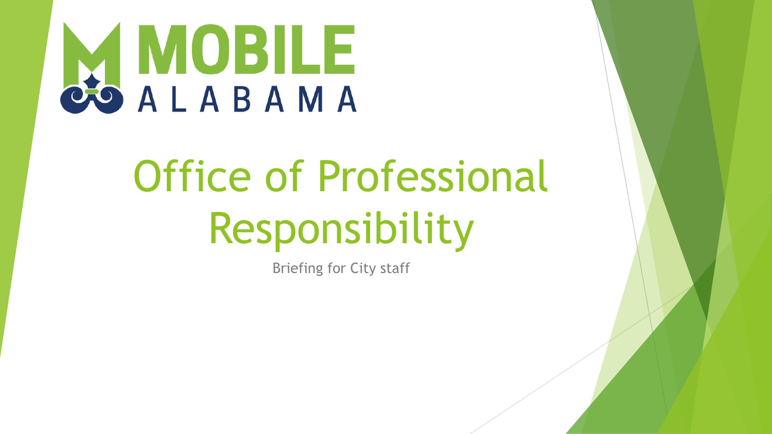MOBILE
ALABAMA

# Office of Professional Responsibility

Briefing for City staff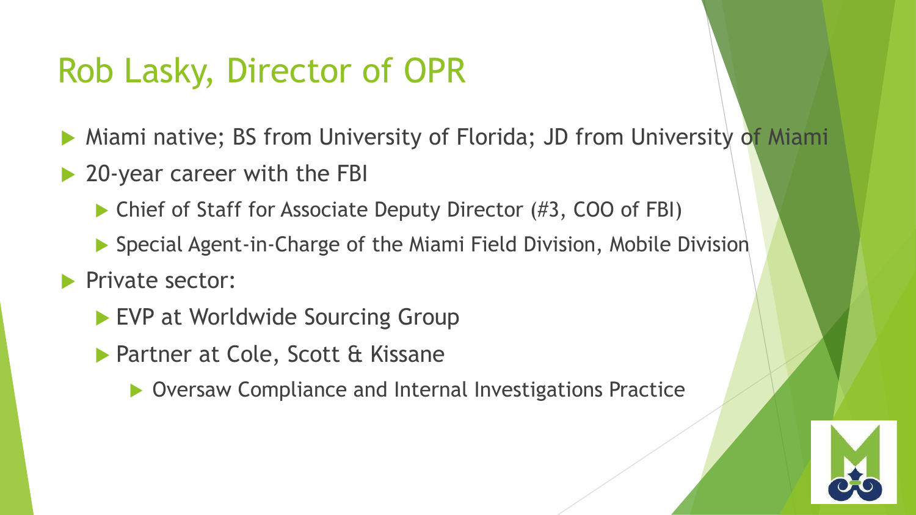# Rob Lasky, Director of OPR

- Miami native; BS from University of Florida; JD from University of Miami
- 20-year career with the FBI
  - Chief of Staff for Associate Deputy Director (#3, COO of FBI)
  - Special Agent-in-Charge of the Miami Field Division, Mobile Division
- Private sector:
  - EVP at Worldwide Sourcing Group
  - Partner at Cole, Scott & Kissane
    - Oversaw Compliance and Internal Investigations Practice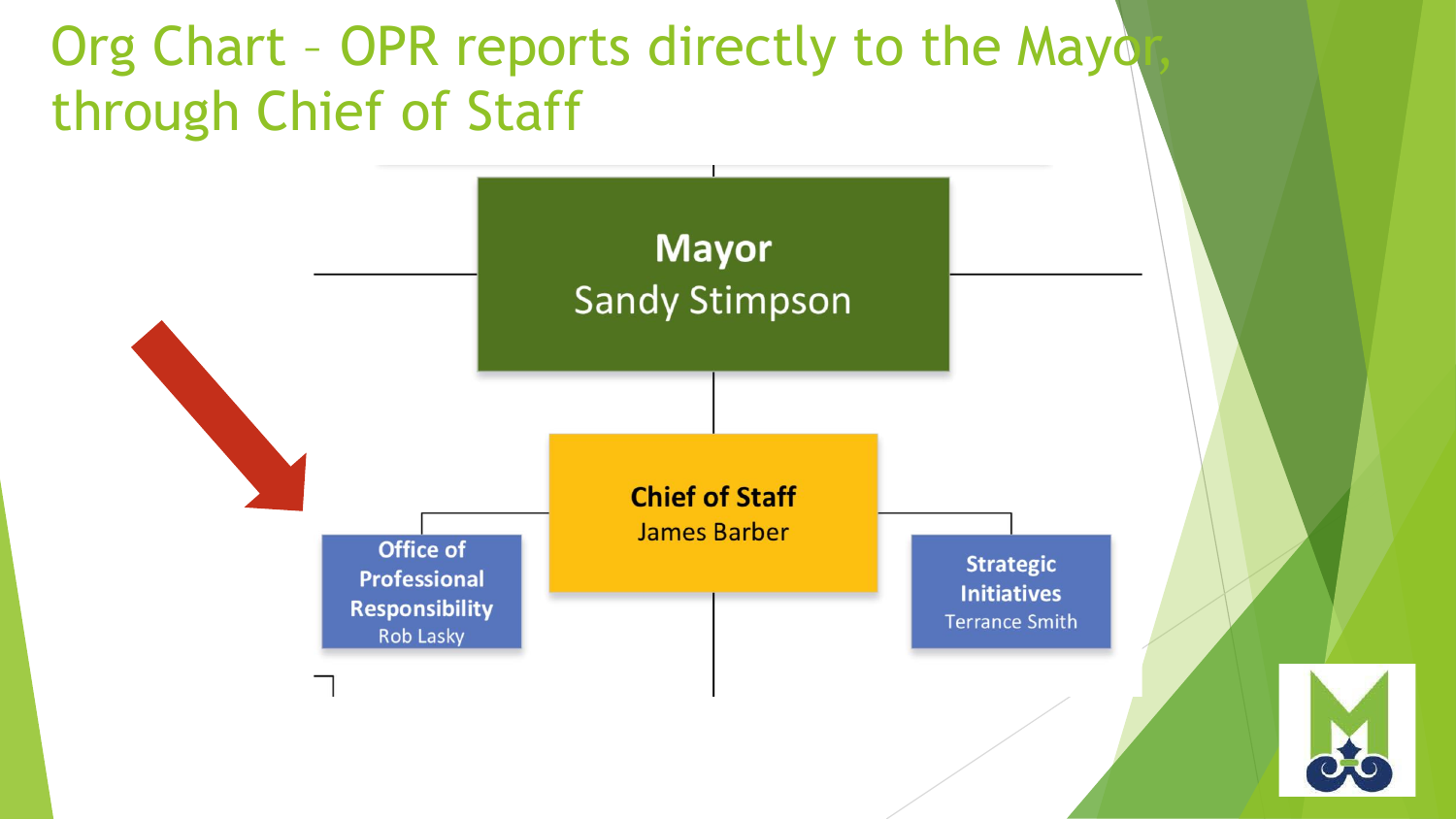# Org Chart – OPR reports directly to the Mayor, through Chief of Staff

**Mayor**
Sandy Stimpson

**Chief of Staff**
James Barber

**Office of Professional Responsibility**
Rob Lasky

**Strategic Initiatives**
Terrance Smith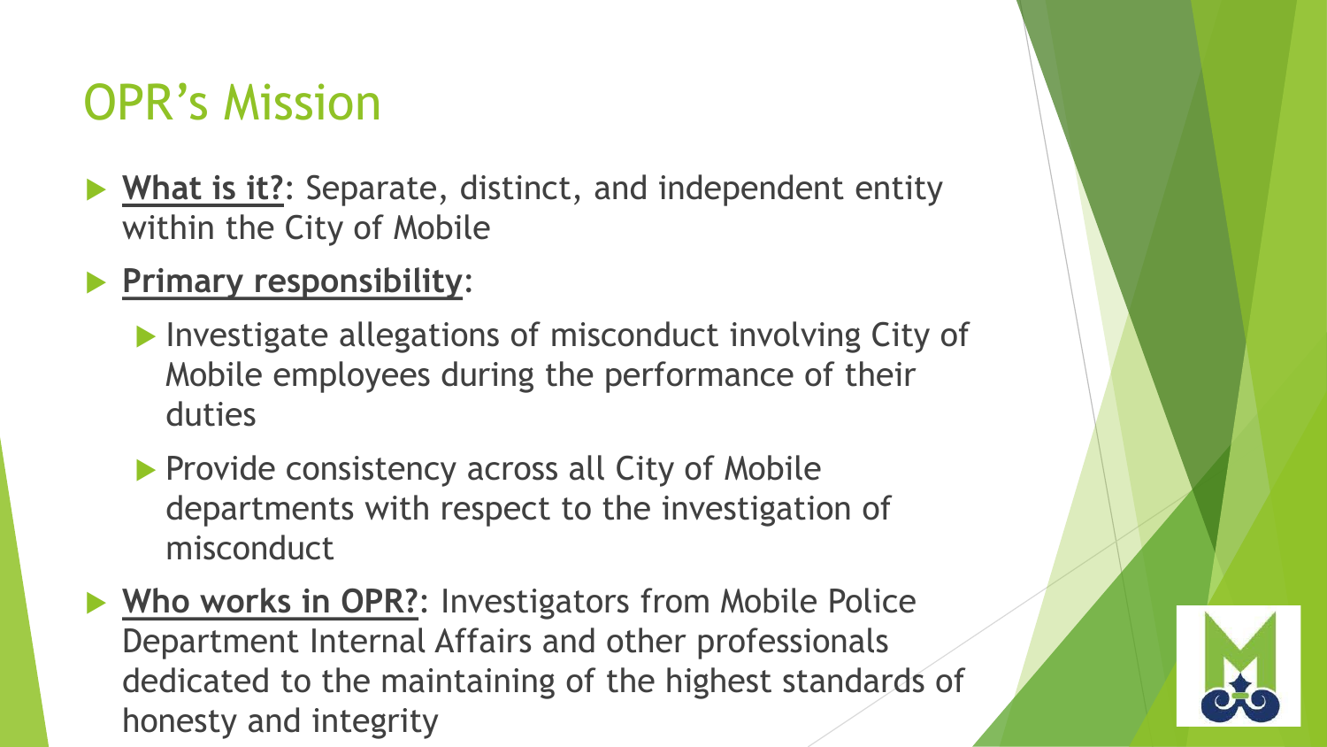# OPR's Mission

- **What is it?**: Separate, distinct, and independent entity within the City of Mobile
- **Primary responsibility**:
  - Investigate allegations of misconduct involving City of Mobile employees during the performance of their duties
  - Provide consistency across all City of Mobile departments with respect to the investigation of misconduct
- **Who works in OPR?**: Investigators from Mobile Police Department Internal Affairs and other professionals dedicated to the maintaining of the highest standards of honesty and integrity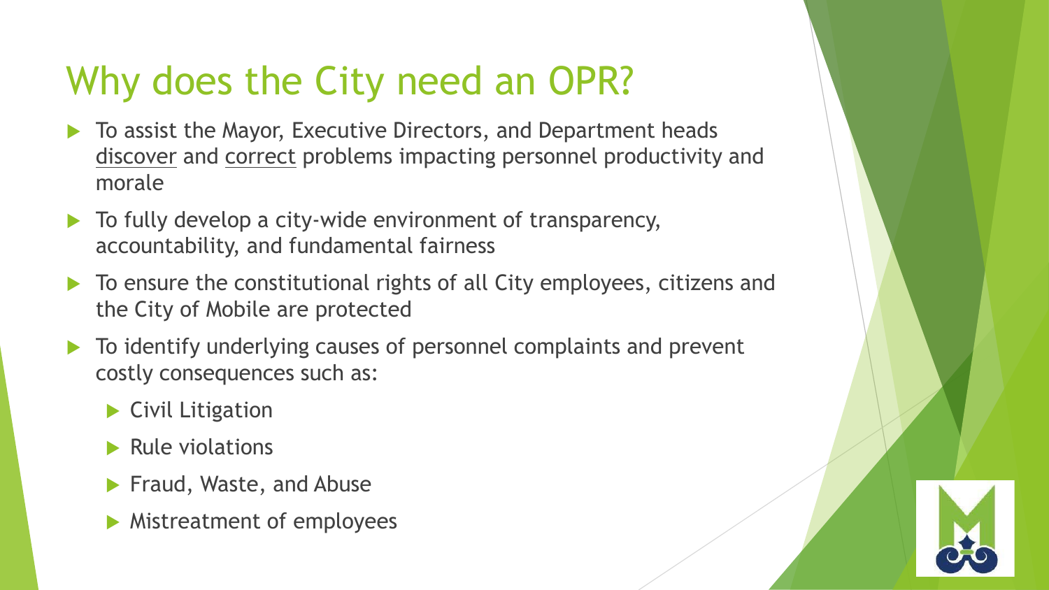# Why does the City need an OPR?

- To assist the Mayor, Executive Directors, and Department heads <u>discover</u> and <u>correct</u> problems impacting personnel productivity and morale
- To fully develop a city-wide environment of transparency, accountability, and fundamental fairness
- To ensure the constitutional rights of all City employees, citizens and the City of Mobile are protected
- To identify underlying causes of personnel complaints and prevent costly consequences such as:
  - Civil Litigation
  - Rule violations
  - Fraud, Waste, and Abuse
  - Mistreatment of employees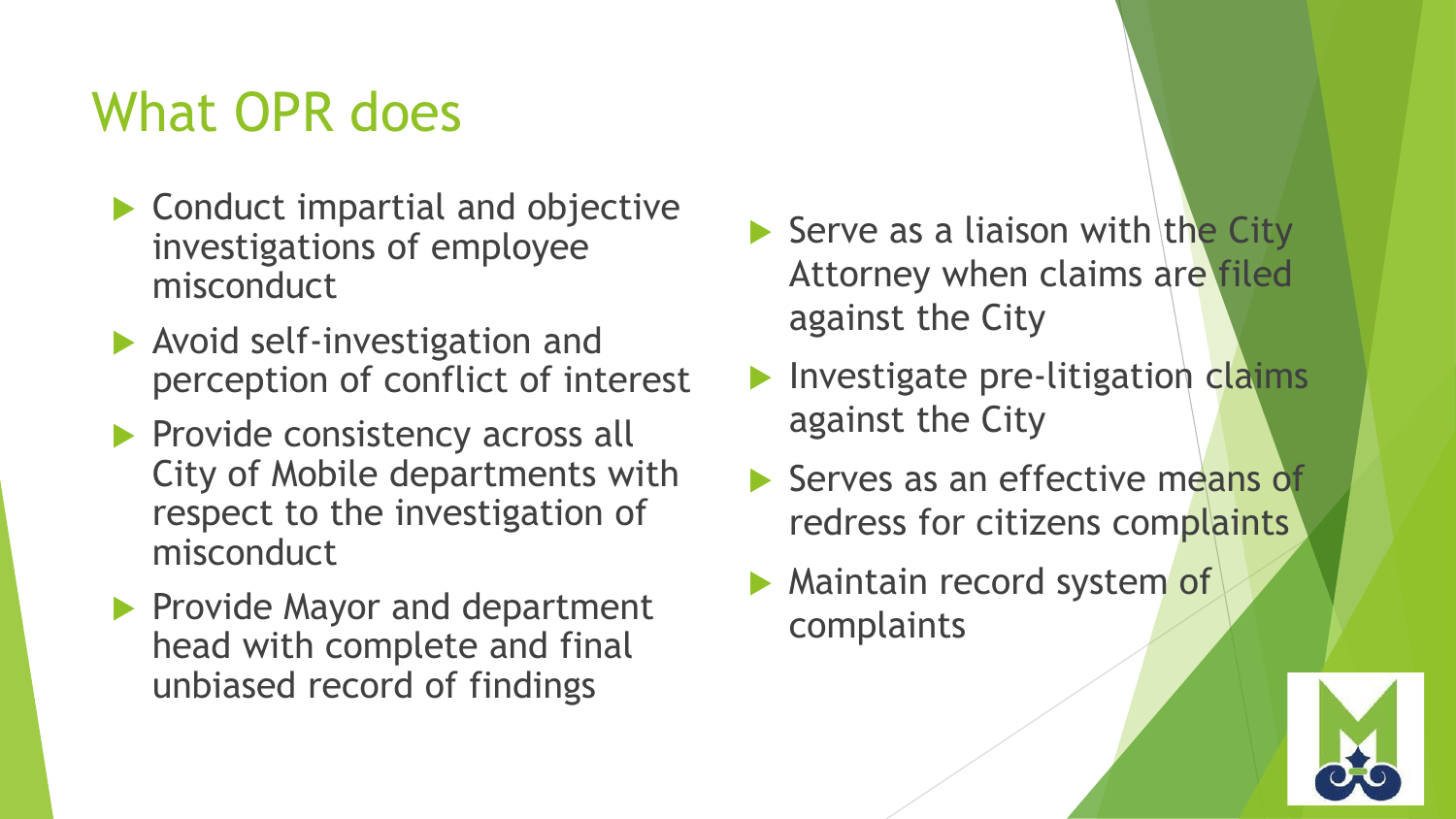# What OPR does

- Conduct impartial and objective investigations of employee misconduct
- Avoid self-investigation and perception of conflict of interest
- Provide consistency across all City of Mobile departments with respect to the investigation of misconduct
- Provide Mayor and department head with complete and final unbiased record of findings
- Serve as a liaison with the City Attorney when claims are filed against the City
- Investigate pre-litigation claims against the City
- Serves as an effective means of redress for citizens complaints
- Maintain record system of complaints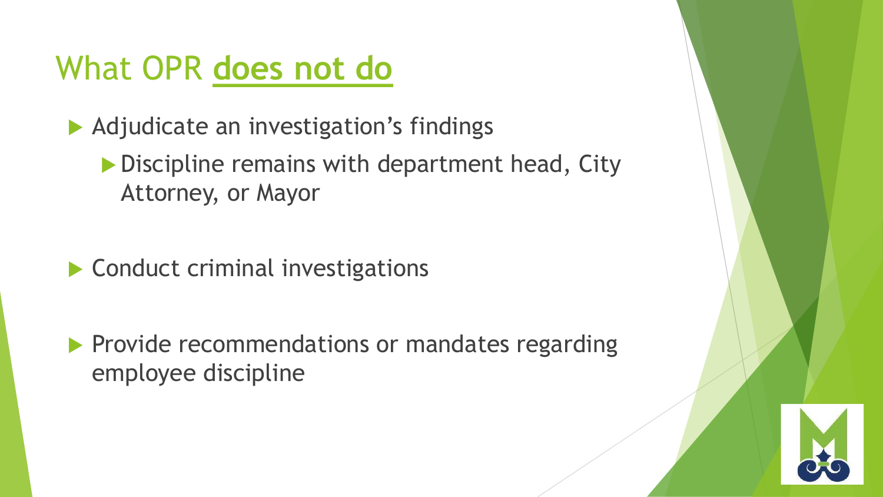# What OPR **does not do**

- Adjudicate an investigation's findings
  - Discipline remains with department head, City Attorney, or Mayor
- Conduct criminal investigations
- Provide recommendations or mandates regarding employee discipline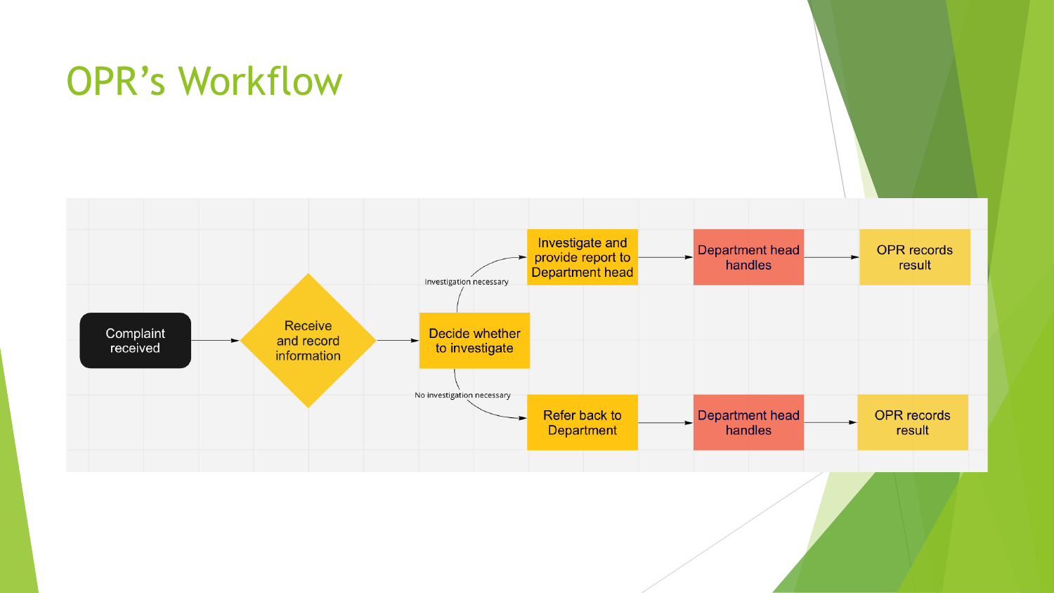# OPR's Workflow

Complaint received → Receive and record information → Decide whether to investigate

- Investigation necessary → Investigate and provide report to Department head → Department head handles → OPR records result
- No investigation necessary → Refer back to Department → Department head handles → OPR records result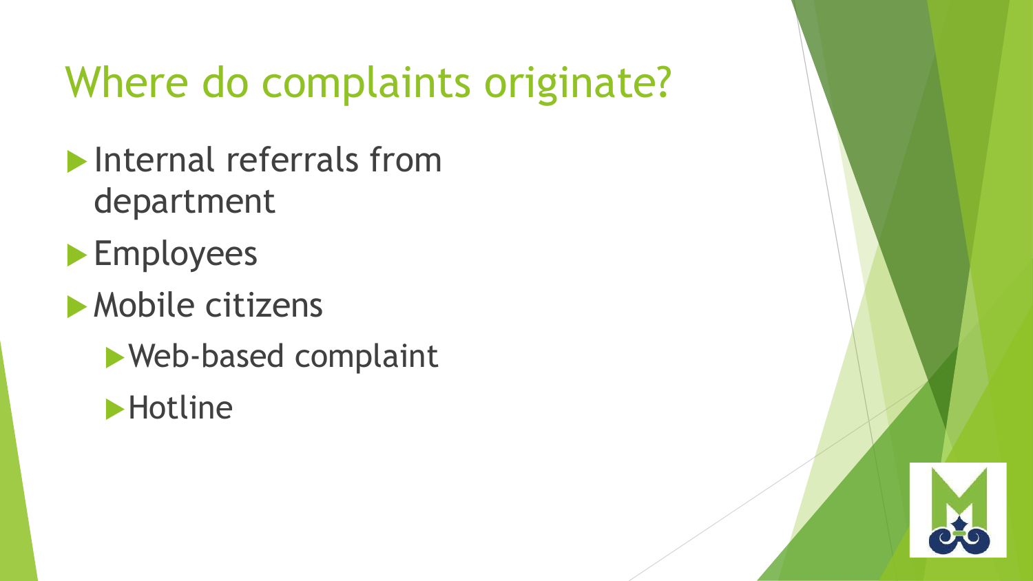# Where do complaints originate?

- Internal referrals from department
- Employees
- Mobile citizens
    - Web-based complaint
    - Hotline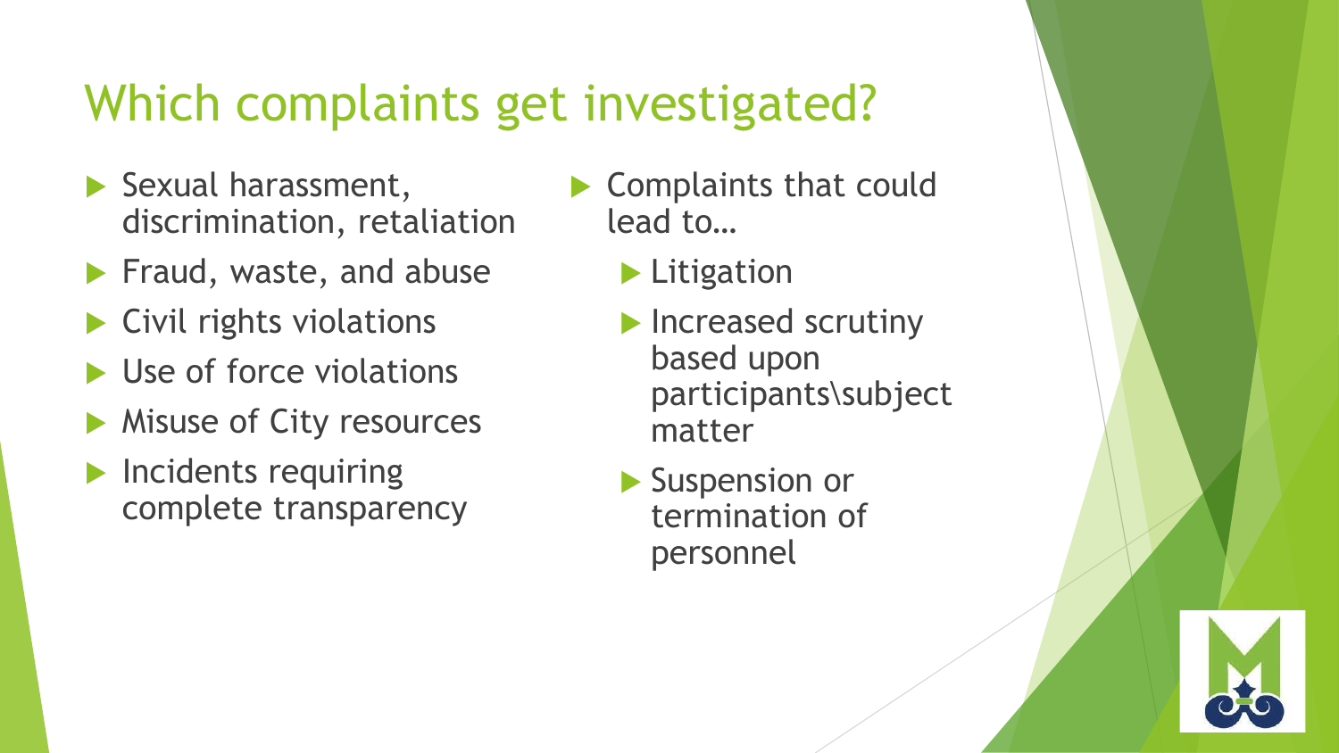# Which complaints get investigated?

- Sexual harassment, discrimination, retaliation
- Fraud, waste, and abuse
- Civil rights violations
- Use of force violations
- Misuse of City resources
- Incidents requiring complete transparency
- Complaints that could lead to…
  - Litigation
  - Increased scrutiny based upon participants\subject matter
  - Suspension or termination of personnel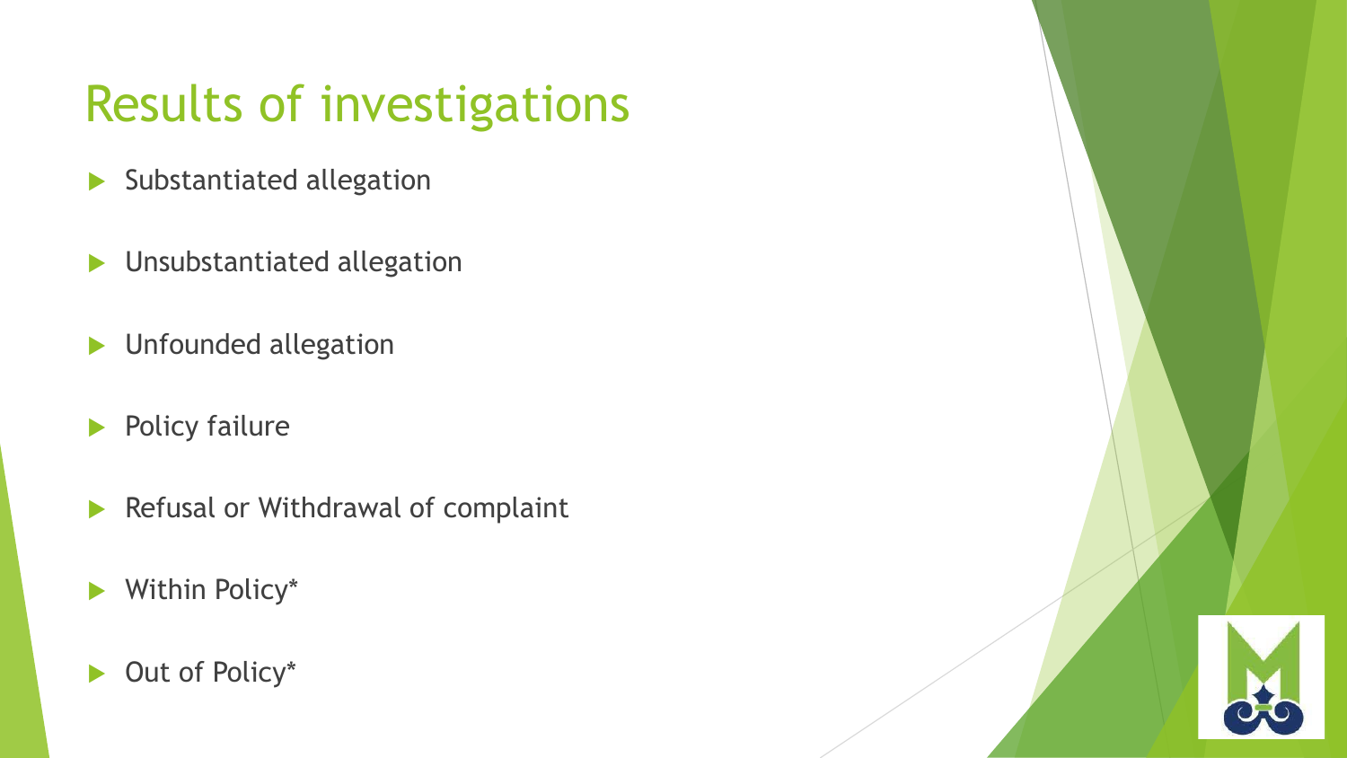# Results of investigations

- Substantiated allegation
- Unsubstantiated allegation
- Unfounded allegation
- Policy failure
- Refusal or Withdrawal of complaint
- Within Policy*
- Out of Policy*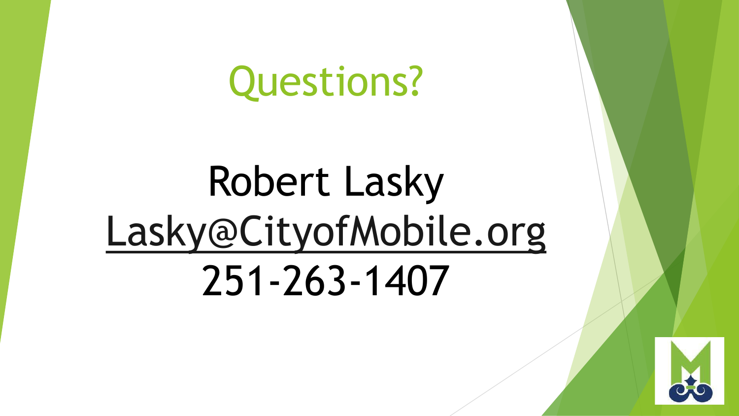# Questions?

Robert Lasky

Lasky@CityofMobile.org

251-263-1407